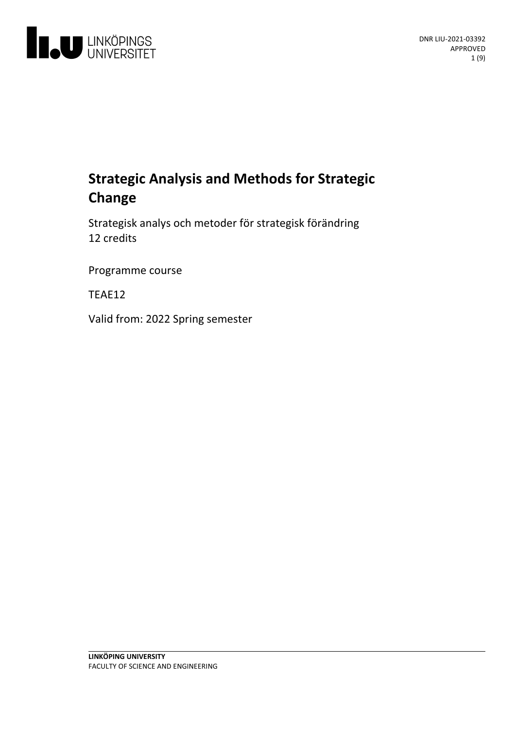DNR LIU-2021-03392
APPROVED

# Strategic Analysis and Methods for Strategic Change

Strategisk analys och metoder för strategisk förändring
12 credits

Programme course

TEAE12

Valid from: 2022 Spring semester

**LINKÖPING UNIVERSITY**
FACULTY OF SCIENCE AND ENGINEERING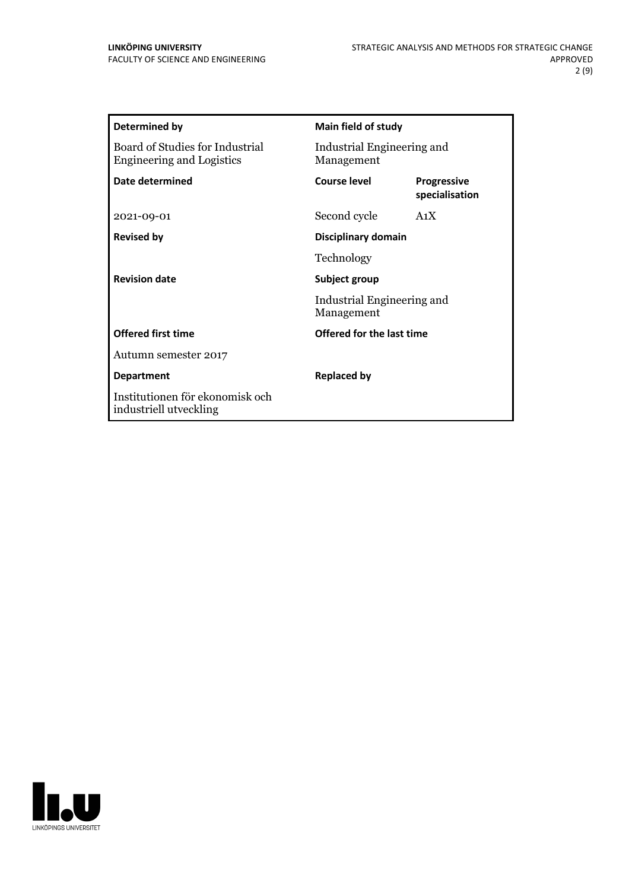| Determined by | Main field of study | |
|---|---|---|
| Board of Studies for Industrial Engineering and Logistics | Industrial Engineering and Management | |
| **Date determined** | **Course level** | **Progressive specialisation** |
| 2021-09-01 | Second cycle | A1X |
| **Revised by** | **Disciplinary domain** | |
| | Technology | |
| **Revision date** | **Subject group** | |
| | Industrial Engineering and Management | |
| **Offered first time** | **Offered for the last time** | |
| Autumn semester 2017 | | |
| **Department** | **Replaced by** | |
| Institutionen för ekonomisk och industriell utveckling | | |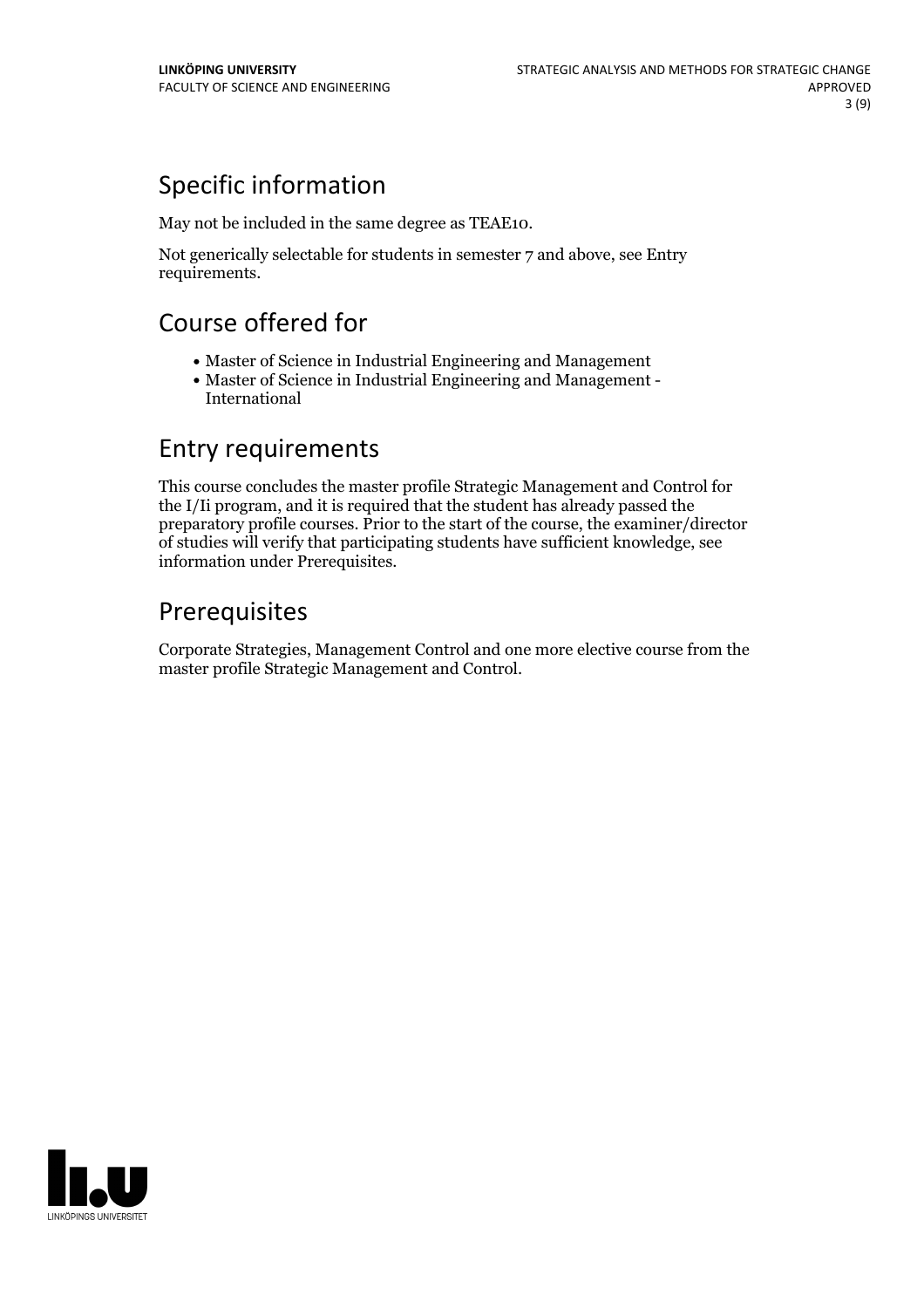## Specific information

May not be included in the same degree as TEAE10.

Not generically selectable for students in semester 7 and above, see Entry requirements.

## Course offered for

- Master of Science in Industrial Engineering and Management
- Master of Science in Industrial Engineering and Management - International

## Entry requirements

This course concludes the master profile Strategic Management and Control for the I/Ii program, and it is required that the student has already passed the preparatory profile courses. Prior to the start of the course, the examiner/director of studies will verify that participating students have sufficient knowledge, see information under Prerequisites.

## Prerequisites

Corporate Strategies, Management Control and one more elective course from the master profile Strategic Management and Control.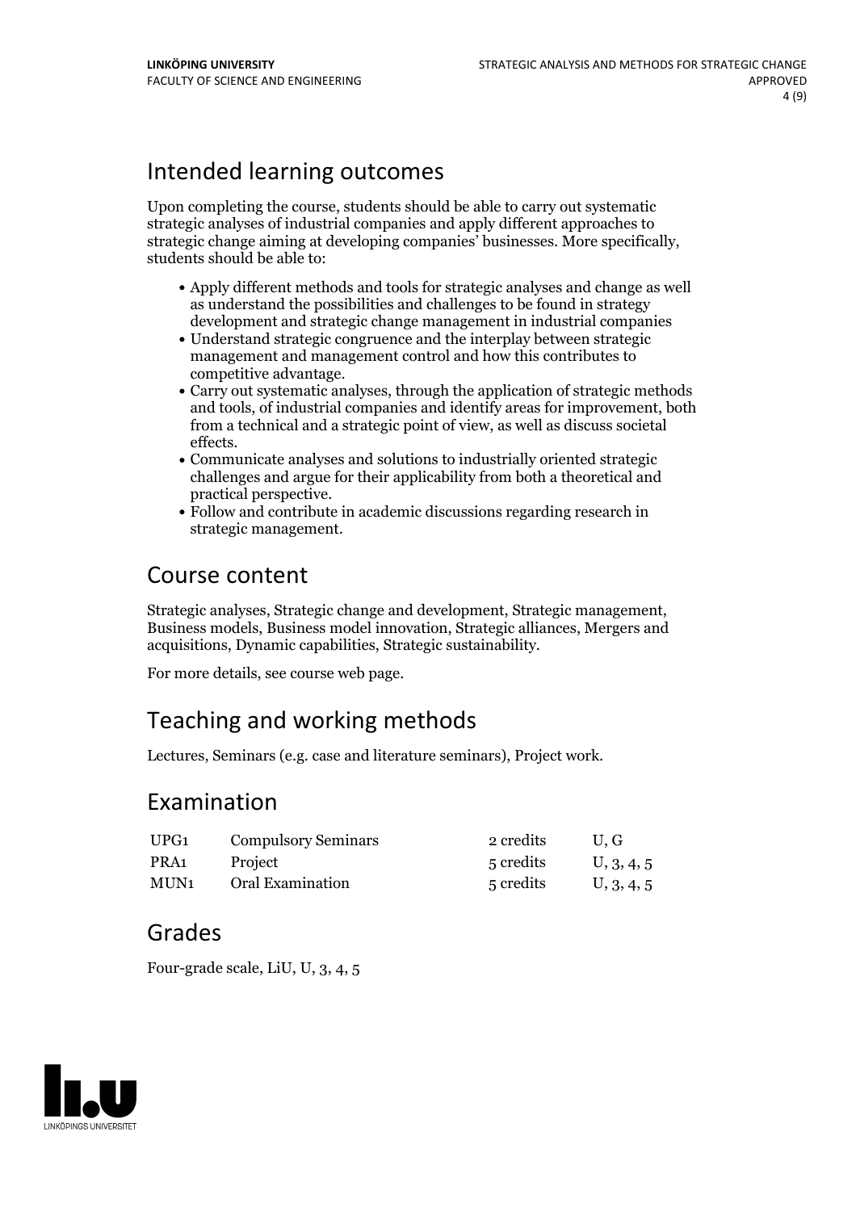## Intended learning outcomes

Upon completing the course, students should be able to carry out systematic strategic analyses of industrial companies and apply different approaches to strategic change aiming at developing companies' businesses. More specifically, students should be able to:

- Apply different methods and tools for strategic analyses and change as well as understand the possibilities and challenges to be found in strategy development and strategic change management in industrial companies
- Understand strategic congruence and the interplay between strategic management and management control and how this contributes to competitive advantage.
- Carry out systematic analyses, through the application of strategic methods and tools, of industrial companies and identify areas for improvement, both from a technical and a strategic point of view, as well as discuss societal effects.
- Communicate analyses and solutions to industrially oriented strategic challenges and argue for their applicability from both a theoretical and practical perspective.
- Follow and contribute in academic discussions regarding research in strategic management.

## Course content

Strategic analyses, Strategic change and development, Strategic management, Business models, Business model innovation, Strategic alliances, Mergers and acquisitions, Dynamic capabilities, Strategic sustainability.

For more details, see course web page.

## Teaching and working methods

Lectures, Seminars (e.g. case and literature seminars), Project work.

## Examination

| | | | |
|---|---|---|---|
| UPG1 | Compulsory Seminars | 2 credits | U, G |
| PRA1 | Project | 5 credits | U, 3, 4, 5 |
| MUN1 | Oral Examination | 5 credits | U, 3, 4, 5 |

## Grades

Four-grade scale, LiU, U, 3, 4, 5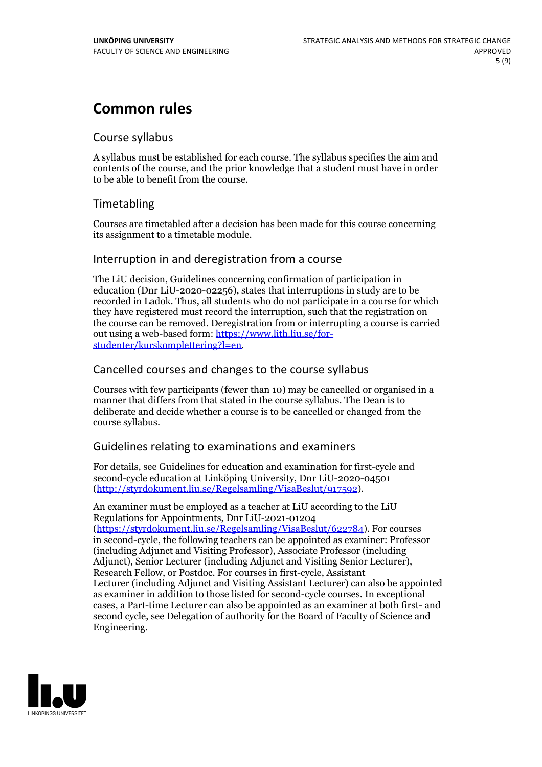# Common rules

## Course syllabus

A syllabus must be established for each course. The syllabus specifies the aim and contents of the course, and the prior knowledge that a student must have in order to be able to benefit from the course.

## Timetabling

Courses are timetabled after a decision has been made for this course concerning its assignment to a timetable module.

## Interruption in and deregistration from a course

The LiU decision, Guidelines concerning confirmation of participation in education (Dnr LiU-2020-02256), states that interruptions in study are to be recorded in Ladok. Thus, all students who do not participate in a course for which they have registered must record the interruption, such that the registration on the course can be removed. Deregistration from or interrupting a course is carried out using a web-based form: [https://www.lith.liu.se/for-studenter/kurskomplettering?l=en](https://www.lith.liu.se/for-studenter/kurskomplettering?l=en).

## Cancelled courses and changes to the course syllabus

Courses with few participants (fewer than 10) may be cancelled or organised in a manner that differs from that stated in the course syllabus. The Dean is to deliberate and decide whether a course is to be cancelled or changed from the course syllabus.

## Guidelines relating to examinations and examiners

For details, see Guidelines for education and examination for first-cycle and second-cycle education at Linköping University, Dnr LiU-2020-04501 ([http://styrdokument.liu.se/Regelsamling/VisaBeslut/917592](http://styrdokument.liu.se/Regelsamling/VisaBeslut/917592)).

An examiner must be employed as a teacher at LiU according to the LiU Regulations for Appointments, Dnr LiU-2021-01204 ([https://styrdokument.liu.se/Regelsamling/VisaBeslut/622784](https://styrdokument.liu.se/Regelsamling/VisaBeslut/622784)). For courses in second-cycle, the following teachers can be appointed as examiner: Professor (including Adjunct and Visiting Professor), Associate Professor (including Adjunct), Senior Lecturer (including Adjunct and Visiting Senior Lecturer), Research Fellow, or Postdoc. For courses in first-cycle, Assistant Lecturer (including Adjunct and Visiting Assistant Lecturer) can also be appointed as examiner in addition to those listed for second-cycle courses. In exceptional cases, a Part-time Lecturer can also be appointed as an examiner at both first- and second cycle, see Delegation of authority for the Board of Faculty of Science and Engineering.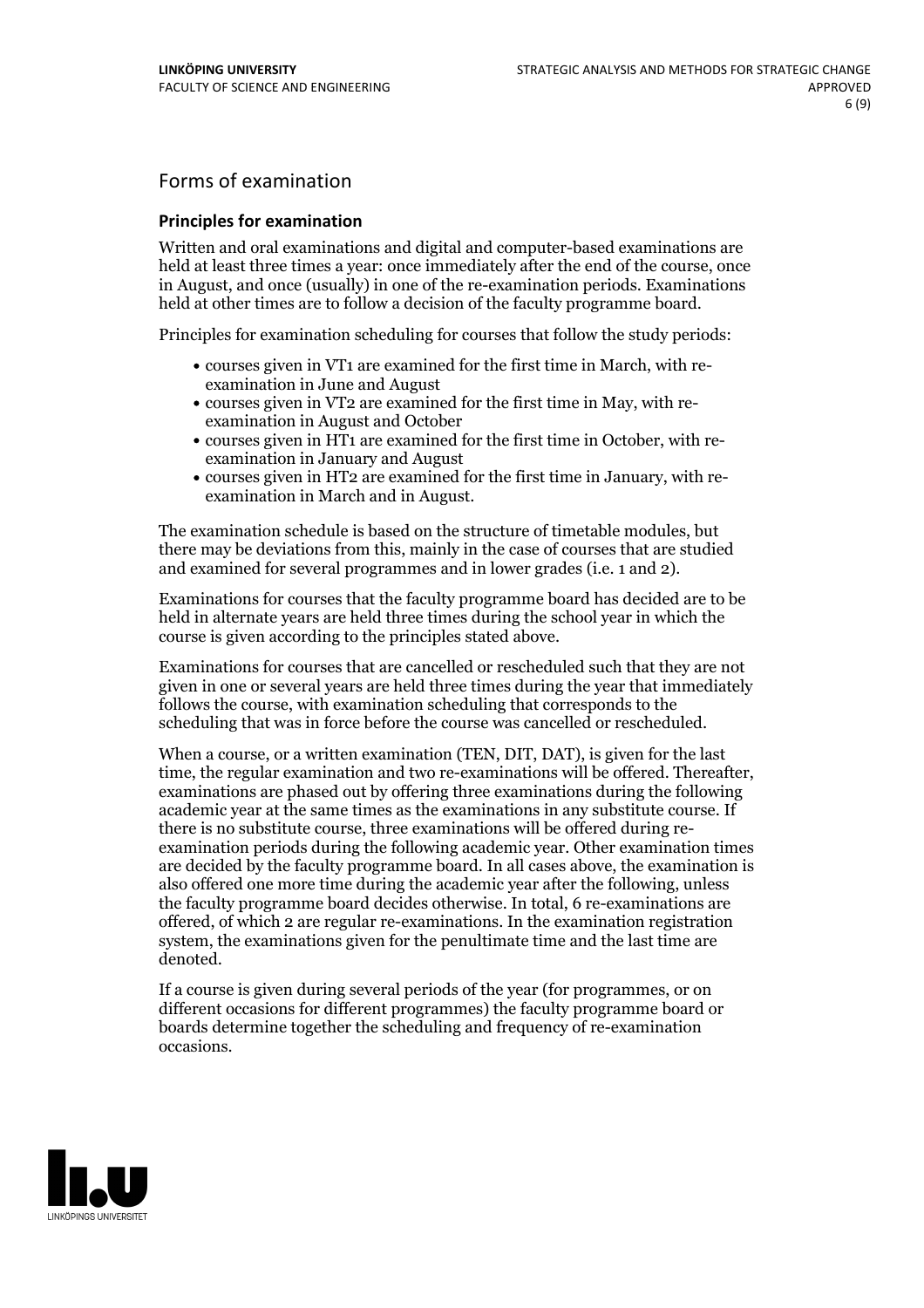## Forms of examination

### Principles for examination

Written and oral examinations and digital and computer-based examinations are held at least three times a year: once immediately after the end of the course, once in August, and once (usually) in one of the re-examination periods. Examinations held at other times are to follow a decision of the faculty programme board.

Principles for examination scheduling for courses that follow the study periods:

- courses given in VT1 are examined for the first time in March, with re-examination in June and August
- courses given in VT2 are examined for the first time in May, with re-examination in August and October
- courses given in HT1 are examined for the first time in October, with re-examination in January and August
- courses given in HT2 are examined for the first time in January, with re-examination in March and in August.

The examination schedule is based on the structure of timetable modules, but there may be deviations from this, mainly in the case of courses that are studied and examined for several programmes and in lower grades (i.e. 1 and 2).

Examinations for courses that the faculty programme board has decided are to be held in alternate years are held three times during the school year in which the course is given according to the principles stated above.

Examinations for courses that are cancelled or rescheduled such that they are not given in one or several years are held three times during the year that immediately follows the course, with examination scheduling that corresponds to the scheduling that was in force before the course was cancelled or rescheduled.

When a course, or a written examination (TEN, DIT, DAT), is given for the last time, the regular examination and two re-examinations will be offered. Thereafter, examinations are phased out by offering three examinations during the following academic year at the same times as the examinations in any substitute course. If there is no substitute course, three examinations will be offered during re-examination periods during the following academic year. Other examination times are decided by the faculty programme board. In all cases above, the examination is also offered one more time during the academic year after the following, unless the faculty programme board decides otherwise. In total, 6 re-examinations are offered, of which 2 are regular re-examinations. In the examination registration system, the examinations given for the penultimate time and the last time are denoted.

If a course is given during several periods of the year (for programmes, or on different occasions for different programmes) the faculty programme board or boards determine together the scheduling and frequency of re-examination occasions.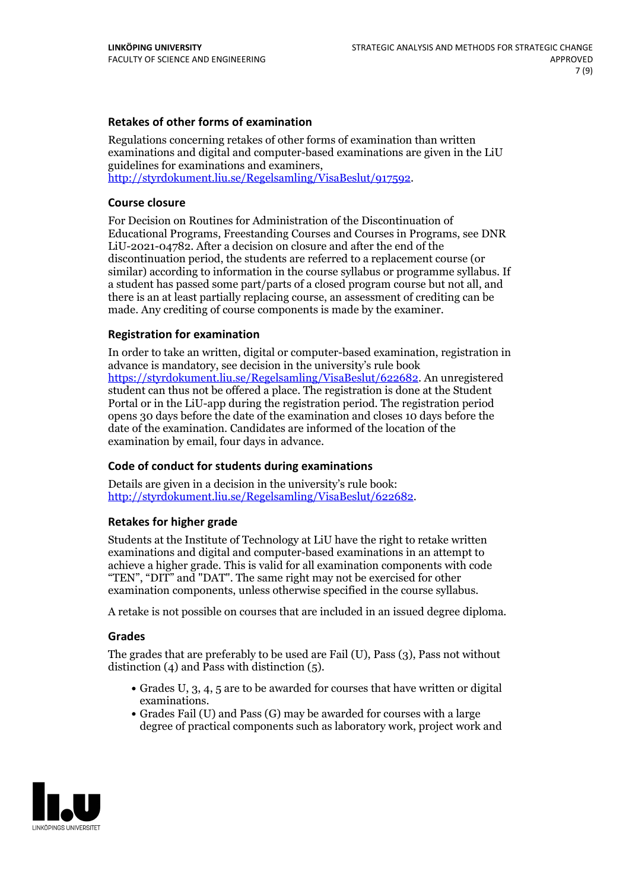### Retakes of other forms of examination

Regulations concerning retakes of other forms of examination than written examinations and digital and computer-based examinations are given in the LiU guidelines for examinations and examiners, http://styrdokument.liu.se/Regelsamling/VisaBeslut/917592.

### Course closure

For Decision on Routines for Administration of the Discontinuation of Educational Programs, Freestanding Courses and Courses in Programs, see DNR LiU-2021-04782. After a decision on closure and after the end of the discontinuation period, the students are referred to a replacement course (or similar) according to information in the course syllabus or programme syllabus. If a student has passed some part/parts of a closed program course but not all, and there is an at least partially replacing course, an assessment of crediting can be made. Any crediting of course components is made by the examiner.

### Registration for examination

In order to take an written, digital or computer-based examination, registration in advance is mandatory, see decision in the university's rule book https://styrdokument.liu.se/Regelsamling/VisaBeslut/622682. An unregistered student can thus not be offered a place. The registration is done at the Student Portal or in the LiU-app during the registration period. The registration period opens 30 days before the date of the examination and closes 10 days before the date of the examination. Candidates are informed of the location of the examination by email, four days in advance.

### Code of conduct for students during examinations

Details are given in a decision in the university's rule book: http://styrdokument.liu.se/Regelsamling/VisaBeslut/622682.

### Retakes for higher grade

Students at the Institute of Technology at LiU have the right to retake written examinations and digital and computer-based examinations in an attempt to achieve a higher grade. This is valid for all examination components with code "TEN", "DIT" and "DAT". The same right may not be exercised for other examination components, unless otherwise specified in the course syllabus.

A retake is not possible on courses that are included in an issued degree diploma.

### Grades

The grades that are preferably to be used are Fail (U), Pass (3), Pass not without distinction (4) and Pass with distinction (5).

- Grades U, 3, 4, 5 are to be awarded for courses that have written or digital examinations.
- Grades Fail (U) and Pass (G) may be awarded for courses with a large degree of practical components such as laboratory work, project work and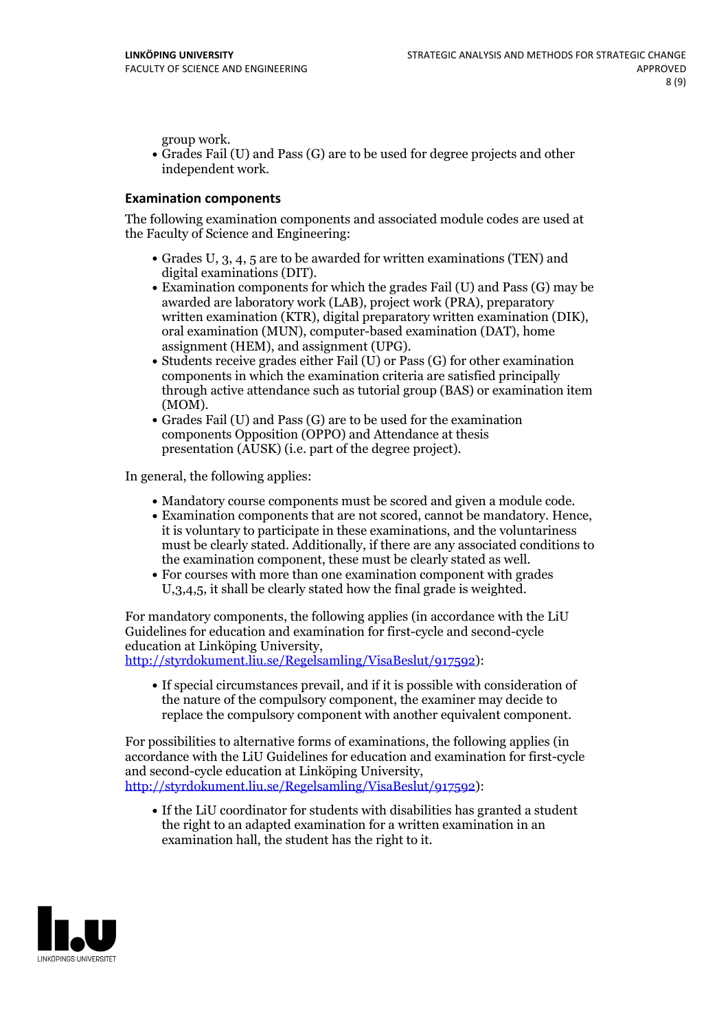group work.

- Grades Fail (U) and Pass (G) are to be used for degree projects and other independent work.

### Examination components

The following examination components and associated module codes are used at the Faculty of Science and Engineering:

- Grades U, 3, 4, 5 are to be awarded for written examinations (TEN) and digital examinations (DIT).
- Examination components for which the grades Fail (U) and Pass (G) may be awarded are laboratory work (LAB), project work (PRA), preparatory written examination (KTR), digital preparatory written examination (DIK), oral examination (MUN), computer-based examination (DAT), home assignment (HEM), and assignment (UPG).
- Students receive grades either Fail (U) or Pass (G) for other examination components in which the examination criteria are satisfied principally through active attendance such as tutorial group (BAS) or examination item (MOM).
- Grades Fail (U) and Pass (G) are to be used for the examination components Opposition (OPPO) and Attendance at thesis presentation (AUSK) (i.e. part of the degree project).

In general, the following applies:

- Mandatory course components must be scored and given a module code.
- Examination components that are not scored, cannot be mandatory. Hence, it is voluntary to participate in these examinations, and the voluntariness must be clearly stated. Additionally, if there are any associated conditions to the examination component, these must be clearly stated as well.
- For courses with more than one examination component with grades U,3,4,5, it shall be clearly stated how the final grade is weighted.

For mandatory components, the following applies (in accordance with the LiU Guidelines for education and examination for first-cycle and second-cycle education at Linköping University, http://styrdokument.liu.se/Regelsamling/VisaBeslut/917592):

- If special circumstances prevail, and if it is possible with consideration of the nature of the compulsory component, the examiner may decide to replace the compulsory component with another equivalent component.

For possibilities to alternative forms of examinations, the following applies (in accordance with the LiU Guidelines for education and examination for first-cycle and second-cycle education at Linköping University, http://styrdokument.liu.se/Regelsamling/VisaBeslut/917592):

- If the LiU coordinator for students with disabilities has granted a student the right to an adapted examination for a written examination in an examination hall, the student has the right to it.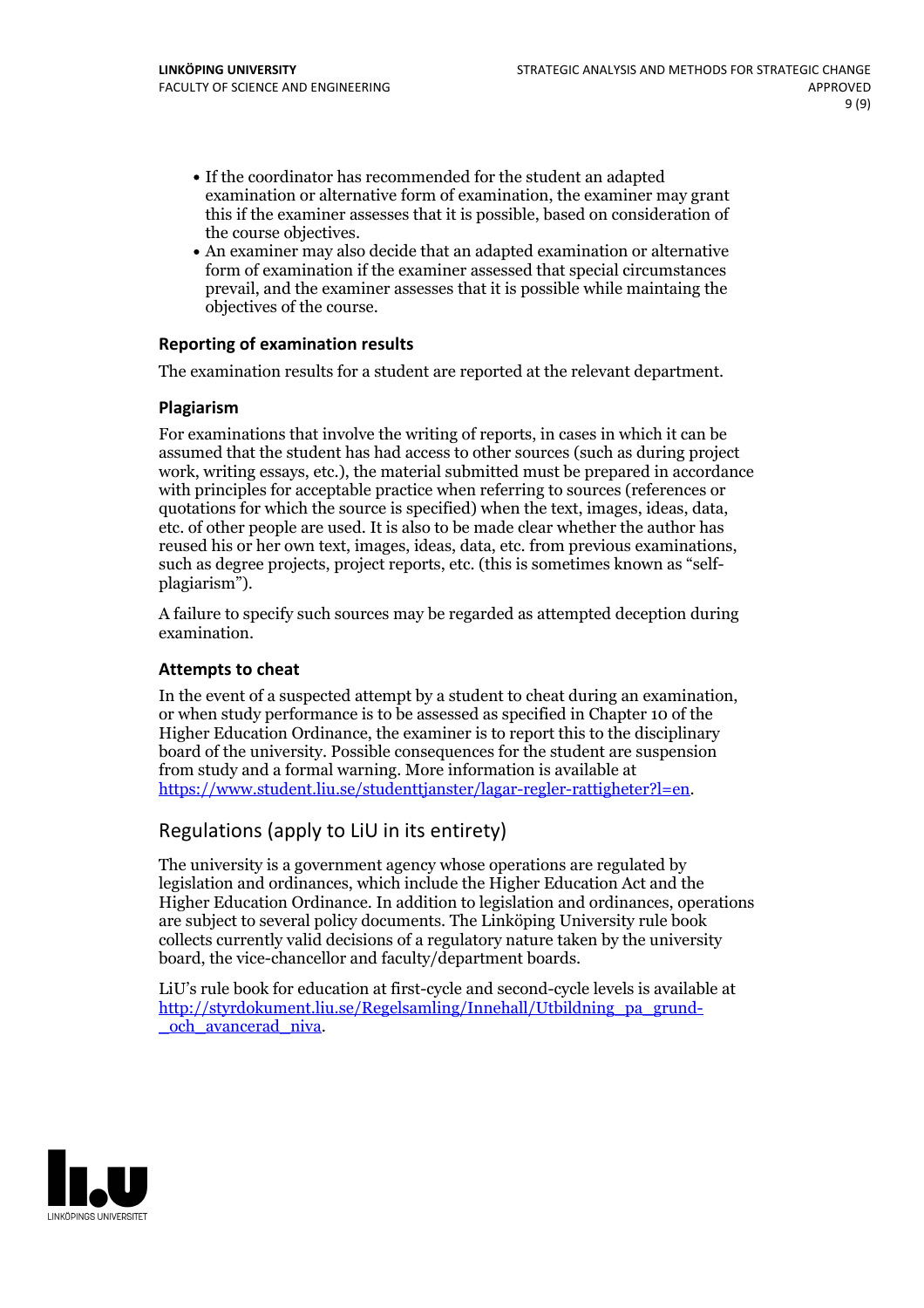- If the coordinator has recommended for the student an adapted examination or alternative form of examination, the examiner may grant this if the examiner assesses that it is possible, based on consideration of the course objectives.
- An examiner may also decide that an adapted examination or alternative form of examination if the examiner assessed that special circumstances prevail, and the examiner assesses that it is possible while maintaing the objectives of the course.

### Reporting of examination results

The examination results for a student are reported at the relevant department.

### Plagiarism

For examinations that involve the writing of reports, in cases in which it can be assumed that the student has had access to other sources (such as during project work, writing essays, etc.), the material submitted must be prepared in accordance with principles for acceptable practice when referring to sources (references or quotations for which the source is specified) when the text, images, ideas, data, etc. of other people are used. It is also to be made clear whether the author has reused his or her own text, images, ideas, data, etc. from previous examinations, such as degree projects, project reports, etc. (this is sometimes known as "self-plagiarism").

A failure to specify such sources may be regarded as attempted deception during examination.

### Attempts to cheat

In the event of a suspected attempt by a student to cheat during an examination, or when study performance is to be assessed as specified in Chapter 10 of the Higher Education Ordinance, the examiner is to report this to the disciplinary board of the university. Possible consequences for the student are suspension from study and a formal warning. More information is available at https://www.student.liu.se/studenttjanster/lagar-regler-rattigheter?l=en.

## Regulations (apply to LiU in its entirety)

The university is a government agency whose operations are regulated by legislation and ordinances, which include the Higher Education Act and the Higher Education Ordinance. In addition to legislation and ordinances, operations are subject to several policy documents. The Linköping University rule book collects currently valid decisions of a regulatory nature taken by the university board, the vice-chancellor and faculty/department boards.

LiU's rule book for education at first-cycle and second-cycle levels is available at http://styrdokument.liu.se/Regelsamling/Innehall/Utbildning_pa_grund-_och_avancerad_niva.